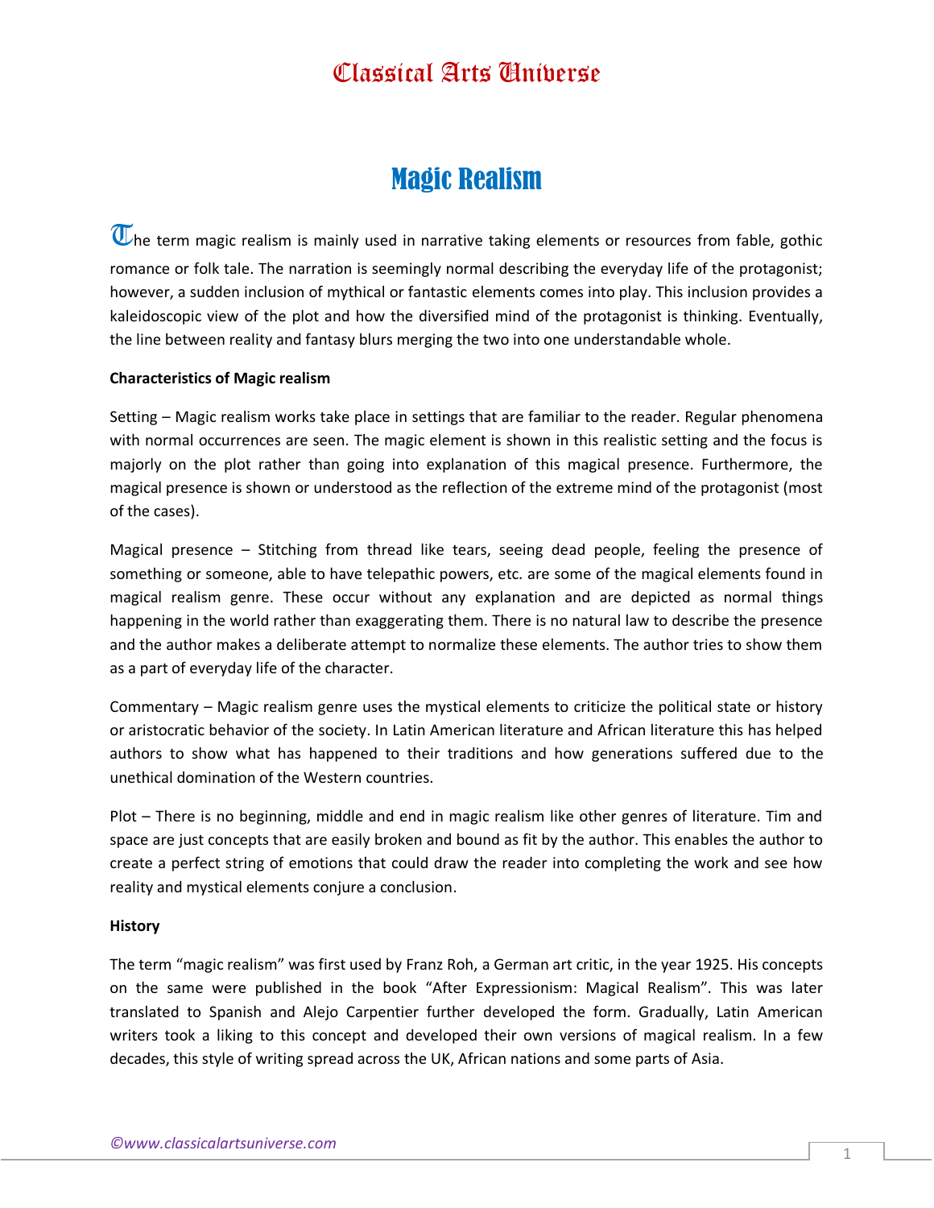# Magic Realism

The term magic realism is mainly used in narrative taking elements or resources from fable, gothic romance or folk tale. The narration is seemingly normal describing the everyday life of the protagonist; however, a sudden inclusion of mythical or fantastic elements comes into play. This inclusion provides a kaleidoscopic view of the plot and how the diversified mind of the protagonist is thinking. Eventually, the line between reality and fantasy blurs merging the two into one understandable whole.

**Characteristics of Magic realism**

Setting – Magic realism works take place in settings that are familiar to the reader. Regular phenomena with normal occurrences are seen. The magic element is shown in this realistic setting and the focus is majorly on the plot rather than going into explanation of this magical presence. Furthermore, the magical presence is shown or understood as the reflection of the extreme mind of the protagonist (most of the cases).

Magical presence – Stitching from thread like tears, seeing dead people, feeling the presence of something or someone, able to have telepathic powers, etc. are some of the magical elements found in magical realism genre. These occur without any explanation and are depicted as normal things happening in the world rather than exaggerating them. There is no natural law to describe the presence and the author makes a deliberate attempt to normalize these elements. The author tries to show them as a part of everyday life of the character.

Commentary – Magic realism genre uses the mystical elements to criticize the political state or history or aristocratic behavior of the society. In Latin American literature and African literature this has helped authors to show what has happened to their traditions and how generations suffered due to the unethical domination of the Western countries.

Plot – There is no beginning, middle and end in magic realism like other genres of literature. Tim and space are just concepts that are easily broken and bound as fit by the author. This enables the author to create a perfect string of emotions that could draw the reader into completing the work and see how reality and mystical elements conjure a conclusion.

**History**

The term "magic realism" was first used by Franz Roh, a German art critic, in the year 1925. His concepts on the same were published in the book "After Expressionism: Magical Realism". This was later translated to Spanish and Alejo Carpentier further developed the form. Gradually, Latin American writers took a liking to this concept and developed their own versions of magical realism. In a few decades, this style of writing spread across the UK, African nations and some parts of Asia.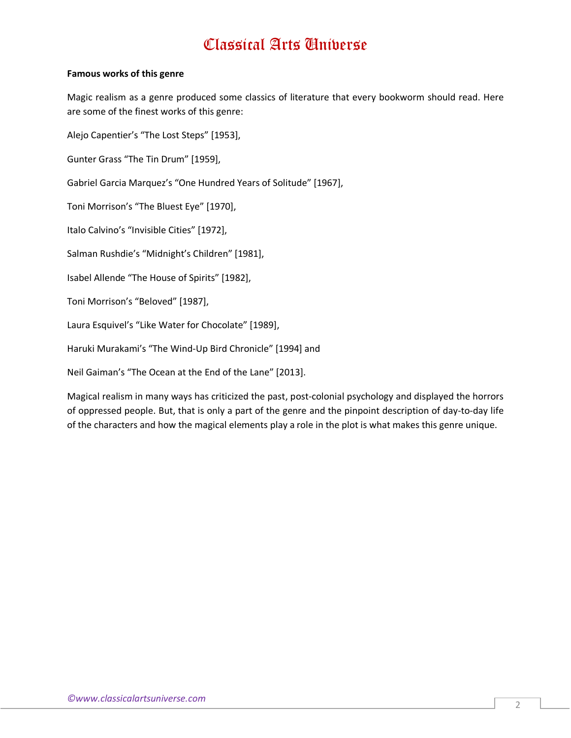**Famous works of this genre**

Magic realism as a genre produced some classics of literature that every bookworm should read. Here are some of the finest works of this genre:

Alejo Capentier's "The Lost Steps" [1953],

Gunter Grass "The Tin Drum" [1959],

Gabriel Garcia Marquez's "One Hundred Years of Solitude" [1967],

Toni Morrison's "The Bluest Eye" [1970],

Italo Calvino's "Invisible Cities" [1972],

Salman Rushdie's "Midnight's Children" [1981],

Isabel Allende "The House of Spirits" [1982],

Toni Morrison's "Beloved" [1987],

Laura Esquivel's "Like Water for Chocolate" [1989],

Haruki Murakami's "The Wind-Up Bird Chronicle" [1994] and

Neil Gaiman's "The Ocean at the End of the Lane" [2013].

Magical realism in many ways has criticized the past, post-colonial psychology and displayed the horrors of oppressed people. But, that is only a part of the genre and the pinpoint description of day-to-day life of the characters and how the magical elements play a role in the plot is what makes this genre unique.